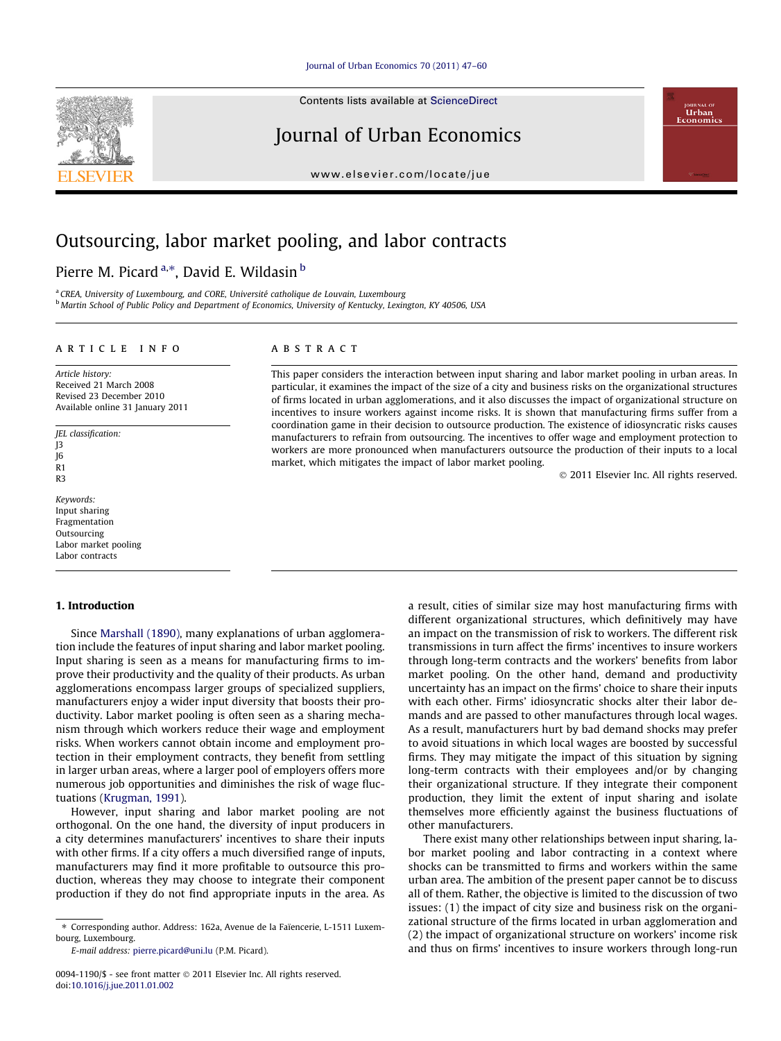# Outsourcing, labor market pooling, and labor contracts

Pierre M. Picard [a,*], David E. Wildasin [b]

[a] CREA, University of Luxembourg, and CORE, Université catholique de Louvain, Luxembourg
[b] Martin School of Public Policy and Department of Economics, University of Kentucky, Lexington, KY 40506, USA

**ARTICLE INFO**

*Article history:*
Received 21 March 2008
Revised 23 December 2010
Available online 31 January 2011

*JEL classification:*
J3
J6
R1
R3

*Keywords:*
Input sharing
Fragmentation
Outsourcing
Labor market pooling
Labor contracts

**ABSTRACT**

This paper considers the interaction between input sharing and labor market pooling in urban areas. In particular, it examines the impact of the size of a city and business risks on the organizational structures of firms located in urban agglomerations, and it also discusses the impact of organizational structure on incentives to insure workers against income risks. It is shown that manufacturing firms suffer from a coordination game in their decision to outsource production. The existence of idiosyncratic risks causes manufacturers to refrain from outsourcing. The incentives to offer wage and employment protection to workers are more pronounced when manufacturers outsource the production of their inputs to a local market, which mitigates the impact of labor market pooling.

© 2011 Elsevier Inc. All rights reserved.

## 1. Introduction

Since Marshall (1890), many explanations of urban agglomeration include the features of input sharing and labor market pooling. Input sharing is seen as a means for manufacturing firms to improve their productivity and the quality of their products. As urban agglomerations encompass larger groups of specialized suppliers, manufacturers enjoy a wider input diversity that boosts their productivity. Labor market pooling is often seen as a sharing mechanism through which workers reduce their wage and employment risks. When workers cannot obtain income and employment protection in their employment contracts, they benefit from settling in larger urban areas, where a larger pool of employers offers more numerous job opportunities and diminishes the risk of wage fluctuations (Krugman, 1991).

However, input sharing and labor market pooling are not orthogonal. On the one hand, the diversity of input producers in a city determines manufacturers' incentives to share their inputs with other firms. If a city offers a much diversified range of inputs, manufacturers may find it more profitable to outsource this production, whereas they may choose to integrate their component production if they do not find appropriate inputs in the area. As a result, cities of similar size may host manufacturing firms with different organizational structures, which definitively may have an impact on the transmission of risk to workers. The different risk transmissions in turn affect the firms' incentives to insure workers through long-term contracts and the workers' benefits from labor market pooling. On the other hand, demand and productivity uncertainty has an impact on the firms' choice to share their inputs with each other. Firms' idiosyncratic shocks alter their labor demands and are passed to other manufactures through local wages. As a result, manufacturers hurt by bad demand shocks may prefer to avoid situations in which local wages are boosted by successful firms. They may mitigate the impact of this situation by signing long-term contracts with their employees and/or by changing their organizational structure. If they integrate their component production, they limit the extent of input sharing and isolate themselves more efficiently against the business fluctuations of other manufacturers.

There exist many other relationships between input sharing, labor market pooling and labor contracting in a context where shocks can be transmitted to firms and workers within the same urban area. The ambition of the present paper cannot be to discuss all of them. Rather, the objective is limited to the discussion of two issues: (1) the impact of city size and business risk on the organizational structure of the firms located in urban agglomeration and (2) the impact of organizational structure on workers' income risk and thus on firms' incentives to insure workers through long-run

* Corresponding author. Address: 162a, Avenue de la Faïencerie, L-1511 Luxembourg, Luxembourg.
*E-mail address:* pierre.picard@uni.lu (P.M. Picard).

0094-1190/$ - see front matter © 2011 Elsevier Inc. All rights reserved.
doi:10.1016/j.jue.2011.01.002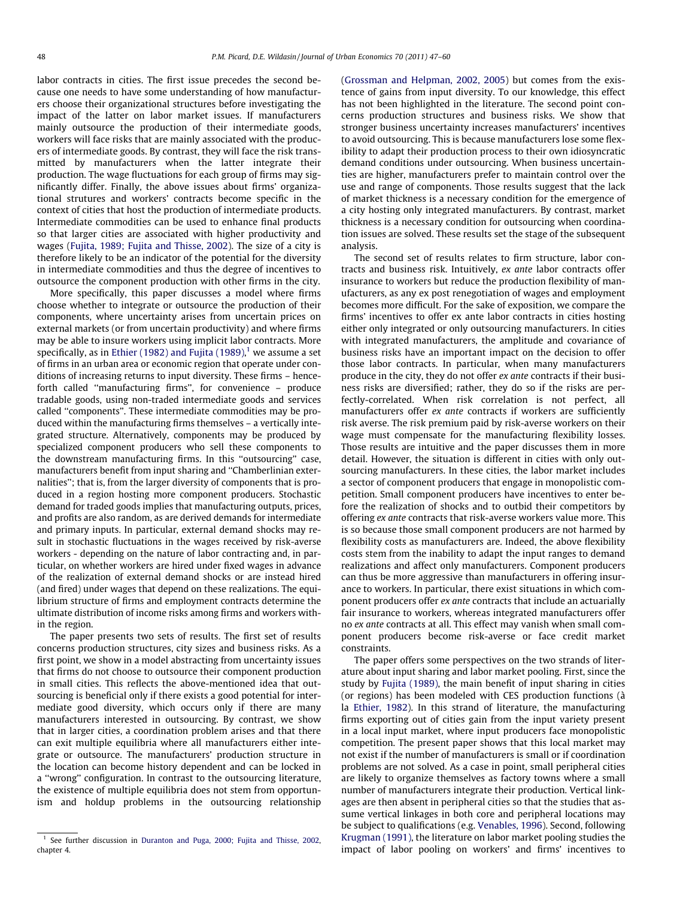labor contracts in cities. The first issue precedes the second because one needs to have some understanding of how manufacturers choose their organizational structures before investigating the impact of the latter on labor market issues. If manufacturers mainly outsource the production of their intermediate goods, workers will face risks that are mainly associated with the producers of intermediate goods. By contrast, they will face the risk transmitted by manufacturers when the latter integrate their production. The wage fluctuations for each group of firms may significantly differ. Finally, the above issues about firms' organizational strutures and workers' contracts become specific in the context of cities that host the production of intermediate products. Intermediate commodities can be used to enhance final products so that larger cities are associated with higher productivity and wages (Fujita, 1989; Fujita and Thisse, 2002). The size of a city is therefore likely to be an indicator of the potential for the diversity in intermediate commodities and thus the degree of incentives to outsource the component production with other firms in the city.

More specifically, this paper discusses a model where firms choose whether to integrate or outsource the production of their components, where uncertainty arises from uncertain prices on external markets (or from uncertain productivity) and where firms may be able to insure workers using implicit labor contracts. More specifically, as in Ethier (1982) and Fujita (1989),[1] we assume a set of firms in an urban area or economic region that operate under conditions of increasing returns to input diversity. These firms – henceforth called "manufacturing firms", for convenience – produce tradable goods, using non-traded intermediate goods and services called "components". These intermediate commodities may be produced within the manufacturing firms themselves – a vertically integrated structure. Alternatively, components may be produced by specialized component producers who sell these components to the downstream manufacturing firms. In this "outsourcing" case, manufacturers benefit from input sharing and "Chamberlinian externalities"; that is, from the larger diversity of components that is produced in a region hosting more component producers. Stochastic demand for traded goods implies that manufacturing outputs, prices, and profits are also random, as are derived demands for intermediate and primary inputs. In particular, external demand shocks may result in stochastic fluctuations in the wages received by risk-averse workers - depending on the nature of labor contracting and, in particular, on whether workers are hired under fixed wages in advance of the realization of external demand shocks or are instead hired (and fired) under wages that depend on these realizations. The equilibrium structure of firms and employment contracts determine the ultimate distribution of income risks among firms and workers within the region.

The paper presents two sets of results. The first set of results concerns production structures, city sizes and business risks. As a first point, we show in a model abstracting from uncertainty issues that firms do not choose to outsource their component production in small cities. This reflects the above-mentioned idea that outsourcing is beneficial only if there exists a good potential for intermediate good diversity, which occurs only if there are many manufacturers interested in outsourcing. By contrast, we show that in larger cities, a coordination problem arises and that there can exit multiple equilibria where all manufacturers either integrate or outsource. The manufacturers' production structure in the location can become history dependent and can be locked in a "wrong" configuration. In contrast to the outsourcing literature, the existence of multiple equilibria does not stem from opportunism and holdup problems in the outsourcing relationship (Grossman and Helpman, 2002, 2005) but comes from the existence of gains from input diversity. To our knowledge, this effect has not been highlighted in the literature. The second point concerns production structures and business risks. We show that stronger business uncertainty increases manufacturers' incentives to avoid outsourcing. This is because manufacturers lose some flexibility to adapt their production process to their own idiosyncratic demand conditions under outsourcing. When business uncertainties are higher, manufacturers prefer to maintain control over the use and range of components. Those results suggest that the lack of market thickness is a necessary condition for the emergence of a city hosting only integrated manufacturers. By contrast, market thickness is a necessary condition for outsourcing when coordination issues are solved. These results set the stage of the subsequent analysis.

The second set of results relates to firm structure, labor contracts and business risk. Intuitively, *ex ante* labor contracts offer insurance to workers but reduce the production flexibility of manufacturers, as any ex post renegotiation of wages and employment becomes more difficult. For the sake of exposition, we compare the firms' incentives to offer ex ante labor contracts in cities hosting either only integrated or only outsourcing manufacturers. In cities with integrated manufacturers, the amplitude and covariance of business risks have an important impact on the decision to offer those labor contracts. In particular, when many manufacturers produce in the city, they do not offer *ex ante* contracts if their business risks are diversified; rather, they do so if the risks are perfectly-correlated. When risk correlation is not perfect, all manufacturers offer *ex ante* contracts if workers are sufficiently risk averse. The risk premium paid by risk-averse workers on their wage must compensate for the manufacturing flexibility losses. Those results are intuitive and the paper discusses them in more detail. However, the situation is different in cities with only outsourcing manufacturers. In these cities, the labor market includes a sector of component producers that engage in monopolistic competition. Small component producers have incentives to enter before the realization of shocks and to outbid their competitors by offering *ex ante* contracts that risk-averse workers value more. This is so because those small component producers are not harmed by flexibility costs as manufacturers are. Indeed, the above flexibility costs stem from the inability to adapt the input ranges to demand realizations and affect only manufacturers. Component producers can thus be more aggressive than manufacturers in offering insurance to workers. In particular, there exist situations in which component producers offer *ex ante* contracts that include an actuarially fair insurance to workers, whereas integrated manufacturers offer no *ex ante* contracts at all. This effect may vanish when small component producers become risk-averse or face credit market constraints.

The paper offers some perspectives on the two strands of literature about input sharing and labor market pooling. First, since the study by Fujita (1989), the main benefit of input sharing in cities (or regions) has been modeled with CES production functions (à la Ethier, 1982). In this strand of literature, the manufacturing firms exporting out of cities gain from the input variety present in a local input market, where input producers face monopolistic competition. The present paper shows that this local market may not exist if the number of manufacturers is small or if coordination problems are not solved. As a case in point, small peripheral cities are likely to organize themselves as factory towns where a small number of manufacturers integrate their production. Vertical linkages are then absent in peripheral cities so that the studies that assume vertical linkages in both core and peripheral locations may be subject to qualifications (e.g. Venables, 1996). Second, following Krugman (1991), the literature on labor market pooling studies the impact of labor pooling on workers' and firms' incentives to

[1] See further discussion in Duranton and Puga, 2000; Fujita and Thisse, 2002, chapter 4.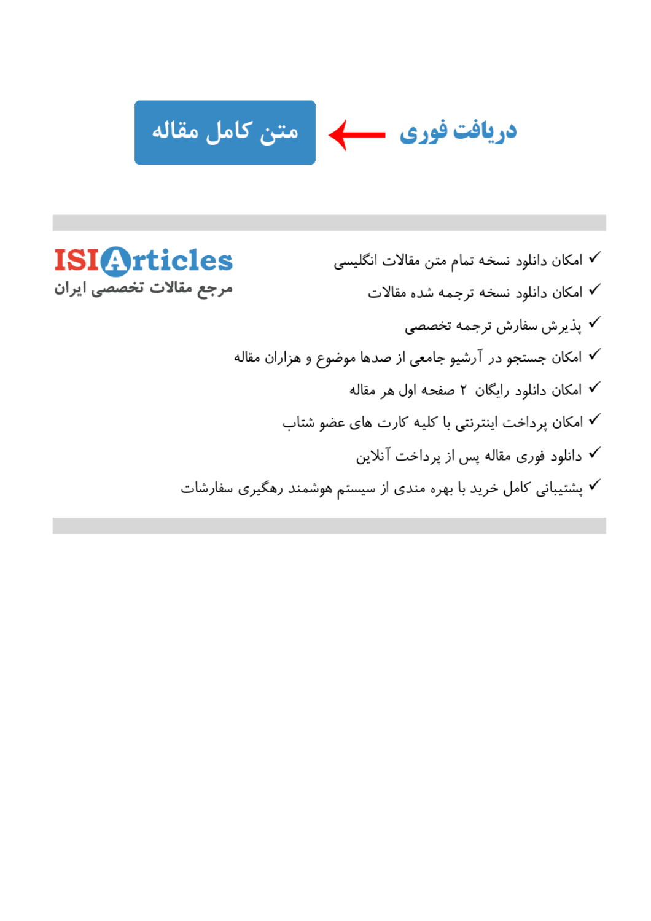دریافت فوری ← متن کامل مقاله

**ISIArticles**
مرجع مقالات تخصصی ایران

- ✓ امکان دانلود نسخه تمام متن مقالات انگلیسی
- ✓ امکان دانلود نسخه ترجمه شده مقالات
- ✓ پذیرش سفارش ترجمه تخصصی
- ✓ امکان جستجو در آرشیو جامعی از صدها موضوع و هزاران مقاله
- ✓ امکان دانلود رایگان ۲ صفحه اول هر مقاله
- ✓ امکان پرداخت اینترنتی با کلیه کارت های عضو شتاب
- ✓ دانلود فوری مقاله پس از پرداخت آنلاین
- ✓ پشتیبانی کامل خرید با بهره مندی از سیستم هوشمند رهگیری سفارشات